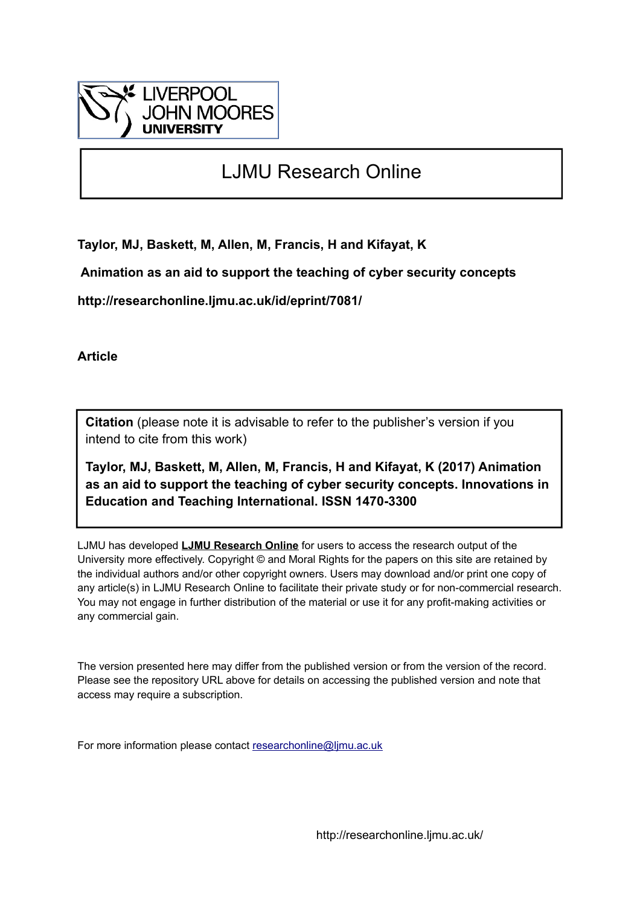LIVERPOOL JOHN MOORES UNIVERSITY

# LJMU Research Online

**Taylor, MJ, Baskett, M, Allen, M, Francis, H and Kifayat, K**

**Animation as an aid to support the teaching of cyber security concepts**

**http://researchonline.ljmu.ac.uk/id/eprint/7081/**

**Article**

**Citation** (please note it is advisable to refer to the publisher's version if you intend to cite from this work)

**Taylor, MJ, Baskett, M, Allen, M, Francis, H and Kifayat, K (2017) Animation as an aid to support the teaching of cyber security concepts. Innovations in Education and Teaching International. ISSN 1470-3300**

LJMU has developed **LJMU Research Online** for users to access the research output of the University more effectively. Copyright © and Moral Rights for the papers on this site are retained by the individual authors and/or other copyright owners. Users may download and/or print one copy of any article(s) in LJMU Research Online to facilitate their private study or for non-commercial research. You may not engage in further distribution of the material or use it for any profit-making activities or any commercial gain.

The version presented here may differ from the published version or from the version of the record. Please see the repository URL above for details on accessing the published version and note that access may require a subscription.

For more information please contact researchonline@ljmu.ac.uk

http://researchonline.ljmu.ac.uk/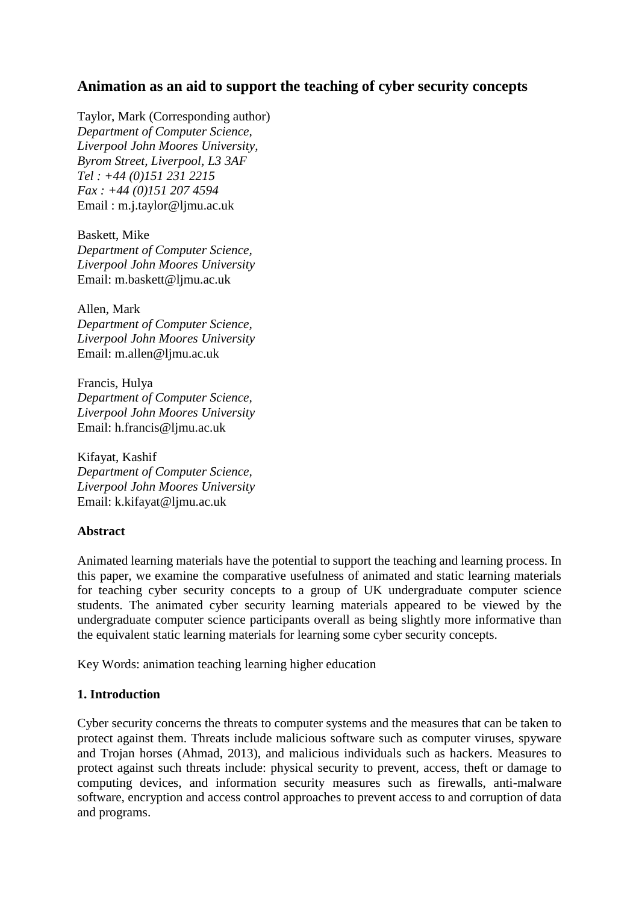## Animation as an aid to support the teaching of cyber security concepts

Taylor, Mark (Corresponding author)
*Department of Computer Science,*
*Liverpool John Moores University,*
*Byrom Street, Liverpool, L3 3AF*
*Tel : +44 (0)151 231 2215*
*Fax : +44 (0)151 207 4594*
Email : m.j.taylor@ljmu.ac.uk

Baskett, Mike
*Department of Computer Science,*
*Liverpool John Moores University*
Email: m.baskett@ljmu.ac.uk

Allen, Mark
*Department of Computer Science,*
*Liverpool John Moores University*
Email: m.allen@ljmu.ac.uk

Francis, Hulya
*Department of Computer Science,*
*Liverpool John Moores University*
Email: h.francis@ljmu.ac.uk

Kifayat, Kashif
*Department of Computer Science,*
*Liverpool John Moores University*
Email: k.kifayat@ljmu.ac.uk

### Abstract

Animated learning materials have the potential to support the teaching and learning process. In this paper, we examine the comparative usefulness of animated and static learning materials for teaching cyber security concepts to a group of UK undergraduate computer science students. The animated cyber security learning materials appeared to be viewed by the undergraduate computer science participants overall as being slightly more informative than the equivalent static learning materials for learning some cyber security concepts.

Key Words: animation teaching learning higher education

### 1. Introduction

Cyber security concerns the threats to computer systems and the measures that can be taken to protect against them. Threats include malicious software such as computer viruses, spyware and Trojan horses (Ahmad, 2013), and malicious individuals such as hackers. Measures to protect against such threats include: physical security to prevent, access, theft or damage to computing devices, and information security measures such as firewalls, anti-malware software, encryption and access control approaches to prevent access to and corruption of data and programs.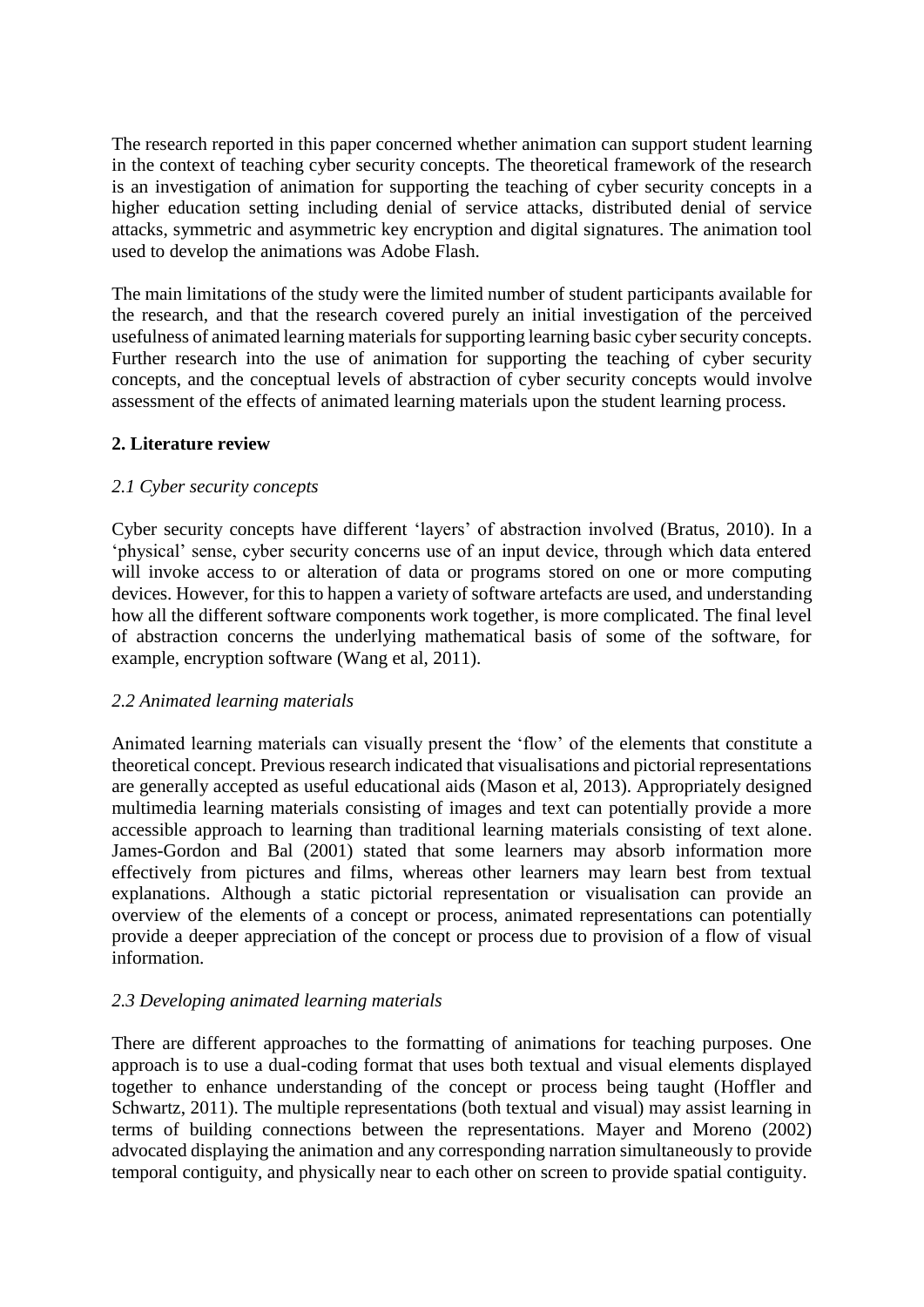The research reported in this paper concerned whether animation can support student learning in the context of teaching cyber security concepts. The theoretical framework of the research is an investigation of animation for supporting the teaching of cyber security concepts in a higher education setting including denial of service attacks, distributed denial of service attacks, symmetric and asymmetric key encryption and digital signatures. The animation tool used to develop the animations was Adobe Flash.

The main limitations of the study were the limited number of student participants available for the research, and that the research covered purely an initial investigation of the perceived usefulness of animated learning materials for supporting learning basic cyber security concepts. Further research into the use of animation for supporting the teaching of cyber security concepts, and the conceptual levels of abstraction of cyber security concepts would involve assessment of the effects of animated learning materials upon the student learning process.

## 2. Literature review

### *2.1 Cyber security concepts*

Cyber security concepts have different 'layers' of abstraction involved (Bratus, 2010). In a 'physical' sense, cyber security concerns use of an input device, through which data entered will invoke access to or alteration of data or programs stored on one or more computing devices. However, for this to happen a variety of software artefacts are used, and understanding how all the different software components work together, is more complicated. The final level of abstraction concerns the underlying mathematical basis of some of the software, for example, encryption software (Wang et al, 2011).

### *2.2 Animated learning materials*

Animated learning materials can visually present the 'flow' of the elements that constitute a theoretical concept. Previous research indicated that visualisations and pictorial representations are generally accepted as useful educational aids (Mason et al, 2013). Appropriately designed multimedia learning materials consisting of images and text can potentially provide a more accessible approach to learning than traditional learning materials consisting of text alone. James-Gordon and Bal (2001) stated that some learners may absorb information more effectively from pictures and films, whereas other learners may learn best from textual explanations. Although a static pictorial representation or visualisation can provide an overview of the elements of a concept or process, animated representations can potentially provide a deeper appreciation of the concept or process due to provision of a flow of visual information.

### *2.3 Developing animated learning materials*

There are different approaches to the formatting of animations for teaching purposes. One approach is to use a dual-coding format that uses both textual and visual elements displayed together to enhance understanding of the concept or process being taught (Hoffler and Schwartz, 2011). The multiple representations (both textual and visual) may assist learning in terms of building connections between the representations. Mayer and Moreno (2002) advocated displaying the animation and any corresponding narration simultaneously to provide temporal contiguity, and physically near to each other on screen to provide spatial contiguity.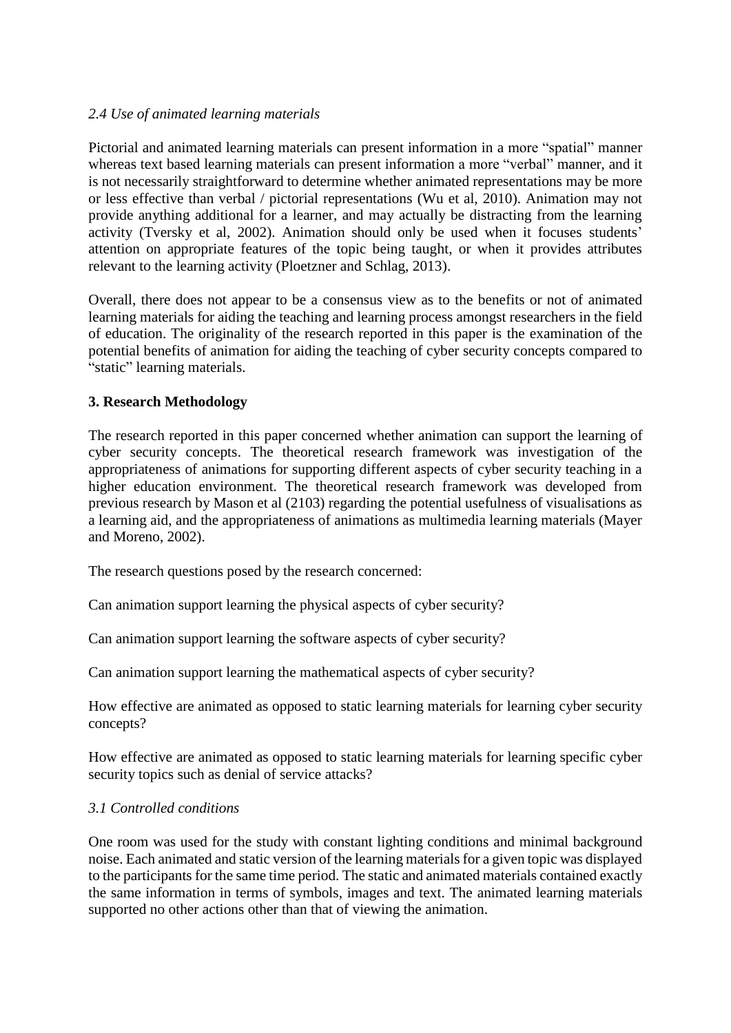### *2.4 Use of animated learning materials*

Pictorial and animated learning materials can present information in a more "spatial" manner whereas text based learning materials can present information a more "verbal" manner, and it is not necessarily straightforward to determine whether animated representations may be more or less effective than verbal / pictorial representations (Wu et al, 2010). Animation may not provide anything additional for a learner, and may actually be distracting from the learning activity (Tversky et al, 2002). Animation should only be used when it focuses students' attention on appropriate features of the topic being taught, or when it provides attributes relevant to the learning activity (Ploetzner and Schlag, 2013).

Overall, there does not appear to be a consensus view as to the benefits or not of animated learning materials for aiding the teaching and learning process amongst researchers in the field of education. The originality of the research reported in this paper is the examination of the potential benefits of animation for aiding the teaching of cyber security concepts compared to "static" learning materials.

## 3. Research Methodology

The research reported in this paper concerned whether animation can support the learning of cyber security concepts. The theoretical research framework was investigation of the appropriateness of animations for supporting different aspects of cyber security teaching in a higher education environment. The theoretical research framework was developed from previous research by Mason et al (2103) regarding the potential usefulness of visualisations as a learning aid, and the appropriateness of animations as multimedia learning materials (Mayer and Moreno, 2002).

The research questions posed by the research concerned:

Can animation support learning the physical aspects of cyber security?

Can animation support learning the software aspects of cyber security?

Can animation support learning the mathematical aspects of cyber security?

How effective are animated as opposed to static learning materials for learning cyber security concepts?

How effective are animated as opposed to static learning materials for learning specific cyber security topics such as denial of service attacks?

### *3.1 Controlled conditions*

One room was used for the study with constant lighting conditions and minimal background noise. Each animated and static version of the learning materials for a given topic was displayed to the participants for the same time period. The static and animated materials contained exactly the same information in terms of symbols, images and text. The animated learning materials supported no other actions other than that of viewing the animation.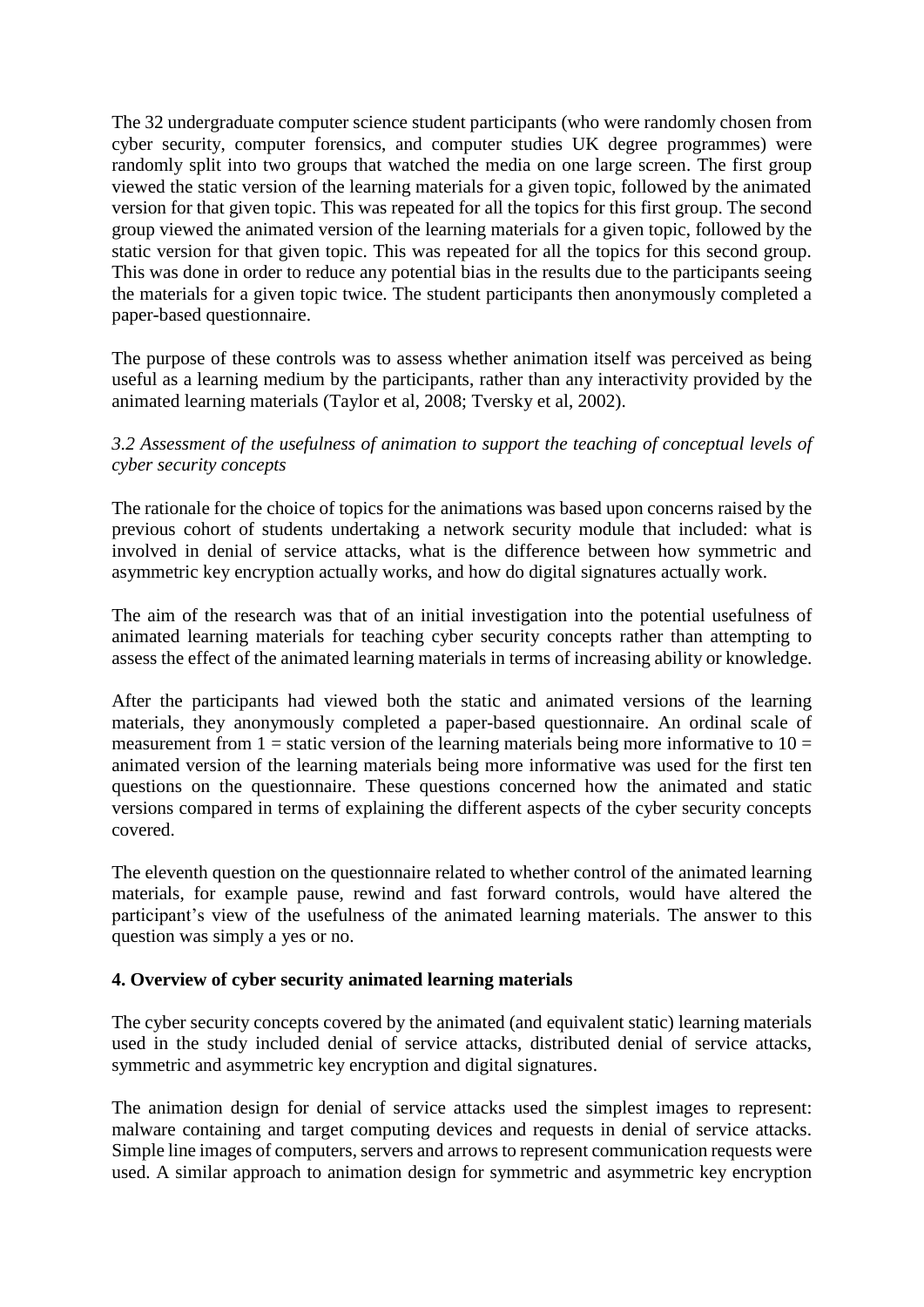The 32 undergraduate computer science student participants (who were randomly chosen from cyber security, computer forensics, and computer studies UK degree programmes) were randomly split into two groups that watched the media on one large screen. The first group viewed the static version of the learning materials for a given topic, followed by the animated version for that given topic. This was repeated for all the topics for this first group. The second group viewed the animated version of the learning materials for a given topic, followed by the static version for that given topic. This was repeated for all the topics for this second group. This was done in order to reduce any potential bias in the results due to the participants seeing the materials for a given topic twice. The student participants then anonymously completed a paper-based questionnaire.

The purpose of these controls was to assess whether animation itself was perceived as being useful as a learning medium by the participants, rather than any interactivity provided by the animated learning materials (Taylor et al, 2008; Tversky et al, 2002).

*3.2 Assessment of the usefulness of animation to support the teaching of conceptual levels of cyber security concepts*

The rationale for the choice of topics for the animations was based upon concerns raised by the previous cohort of students undertaking a network security module that included: what is involved in denial of service attacks, what is the difference between how symmetric and asymmetric key encryption actually works, and how do digital signatures actually work.

The aim of the research was that of an initial investigation into the potential usefulness of animated learning materials for teaching cyber security concepts rather than attempting to assess the effect of the animated learning materials in terms of increasing ability or knowledge.

After the participants had viewed both the static and animated versions of the learning materials, they anonymously completed a paper-based questionnaire. An ordinal scale of measurement from 1 = static version of the learning materials being more informative to 10 = animated version of the learning materials being more informative was used for the first ten questions on the questionnaire. These questions concerned how the animated and static versions compared in terms of explaining the different aspects of the cyber security concepts covered.

The eleventh question on the questionnaire related to whether control of the animated learning materials, for example pause, rewind and fast forward controls, would have altered the participant's view of the usefulness of the animated learning materials. The answer to this question was simply a yes or no.

## 4. Overview of cyber security animated learning materials

The cyber security concepts covered by the animated (and equivalent static) learning materials used in the study included denial of service attacks, distributed denial of service attacks, symmetric and asymmetric key encryption and digital signatures.

The animation design for denial of service attacks used the simplest images to represent: malware containing and target computing devices and requests in denial of service attacks. Simple line images of computers, servers and arrows to represent communication requests were used. A similar approach to animation design for symmetric and asymmetric key encryption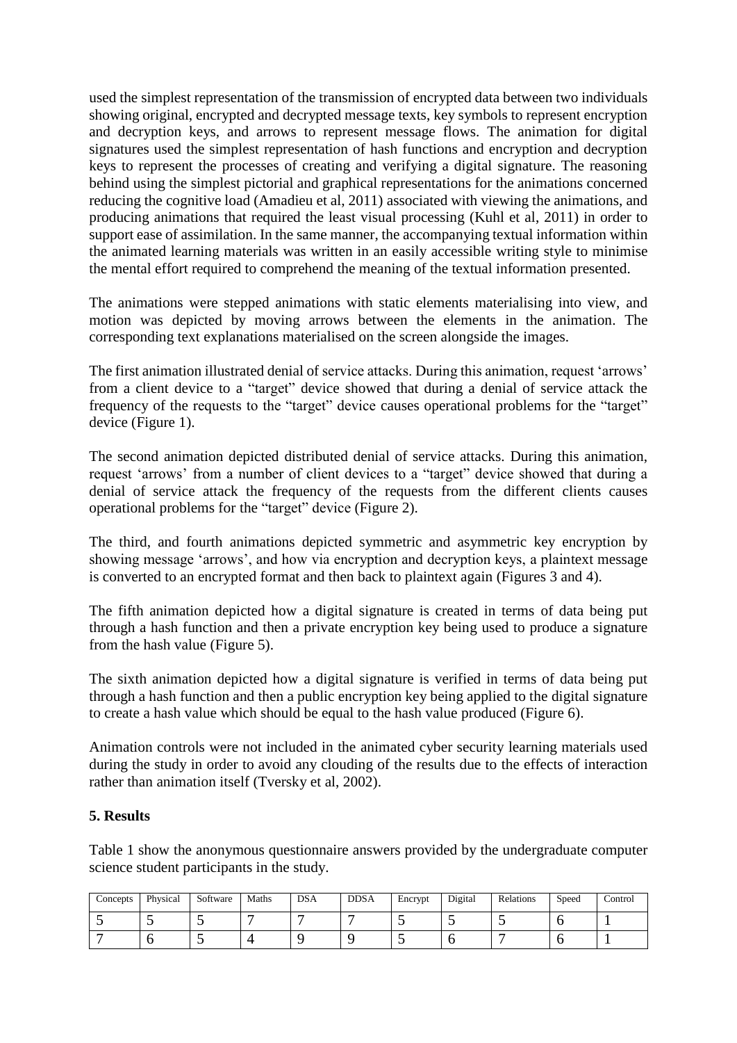used the simplest representation of the transmission of encrypted data between two individuals showing original, encrypted and decrypted message texts, key symbols to represent encryption and decryption keys, and arrows to represent message flows. The animation for digital signatures used the simplest representation of hash functions and encryption and decryption keys to represent the processes of creating and verifying a digital signature. The reasoning behind using the simplest pictorial and graphical representations for the animations concerned reducing the cognitive load (Amadieu et al, 2011) associated with viewing the animations, and producing animations that required the least visual processing (Kuhl et al, 2011) in order to support ease of assimilation. In the same manner, the accompanying textual information within the animated learning materials was written in an easily accessible writing style to minimise the mental effort required to comprehend the meaning of the textual information presented.

The animations were stepped animations with static elements materialising into view, and motion was depicted by moving arrows between the elements in the animation. The corresponding text explanations materialised on the screen alongside the images.

The first animation illustrated denial of service attacks. During this animation, request 'arrows' from a client device to a "target" device showed that during a denial of service attack the frequency of the requests to the "target" device causes operational problems for the "target" device (Figure 1).

The second animation depicted distributed denial of service attacks. During this animation, request 'arrows' from a number of client devices to a "target" device showed that during a denial of service attack the frequency of the requests from the different clients causes operational problems for the "target" device (Figure 2).

The third, and fourth animations depicted symmetric and asymmetric key encryption by showing message 'arrows', and how via encryption and decryption keys, a plaintext message is converted to an encrypted format and then back to plaintext again (Figures 3 and 4).

The fifth animation depicted how a digital signature is created in terms of data being put through a hash function and then a private encryption key being used to produce a signature from the hash value (Figure 5).

The sixth animation depicted how a digital signature is verified in terms of data being put through a hash function and then a public encryption key being applied to the digital signature to create a hash value which should be equal to the hash value produced (Figure 6).

Animation controls were not included in the animated cyber security learning materials used during the study in order to avoid any clouding of the results due to the effects of interaction rather than animation itself (Tversky et al, 2002).

## 5. Results

Table 1 show the anonymous questionnaire answers provided by the undergraduate computer science student participants in the study.

| Concepts | Physical | Software | Maths | DSA | DDSA | Encrypt | Digital | Relations | Speed | Control |
|---|---|---|---|---|---|---|---|---|---|---|
| 5 | 5 | 5 | 7 | 7 | 7 | 5 | 5 | 5 | 6 | 1 |
| 7 | 6 | 5 | 4 | 9 | 9 | 5 | 6 | 7 | 6 | 1 |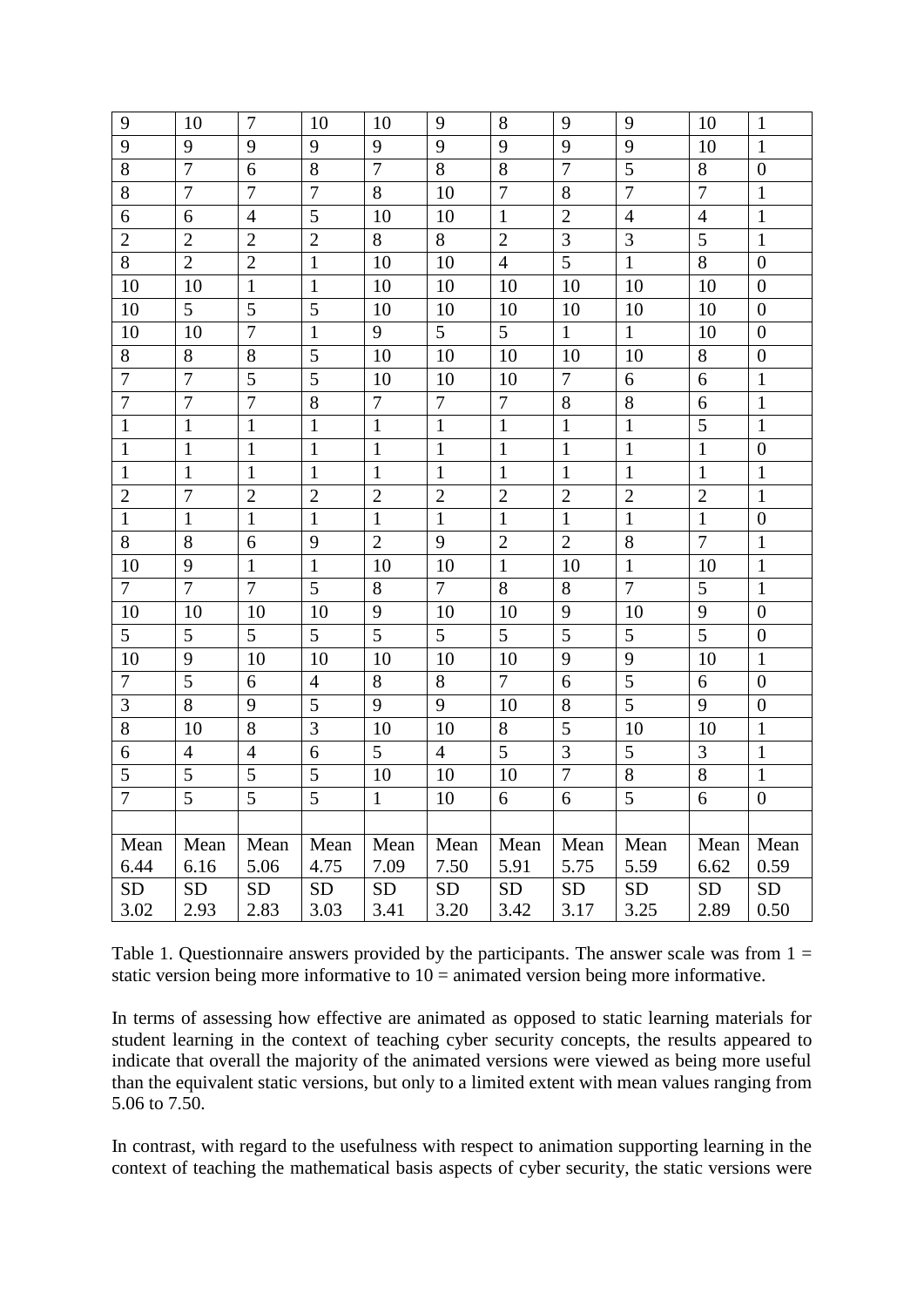| 9 | 10 | 7 | 10 | 10 | 9 | 8 | 9 | 9 | 10 | 1 |
|---|---|---|---|---|---|---|---|---|---|---|
| 9 | 9 | 9 | 9 | 9 | 9 | 9 | 9 | 9 | 10 | 1 |
| 8 | 7 | 6 | 8 | 7 | 8 | 8 | 7 | 5 | 8 | 0 |
| 8 | 7 | 7 | 7 | 8 | 10 | 7 | 8 | 7 | 7 | 1 |
| 6 | 6 | 4 | 5 | 10 | 10 | 1 | 2 | 4 | 4 | 1 |
| 2 | 2 | 2 | 2 | 8 | 8 | 2 | 3 | 3 | 5 | 1 |
| 8 | 2 | 2 | 1 | 10 | 10 | 4 | 5 | 1 | 8 | 0 |
| 10 | 10 | 1 | 1 | 10 | 10 | 10 | 10 | 10 | 10 | 0 |
| 10 | 5 | 5 | 5 | 10 | 10 | 10 | 10 | 10 | 10 | 0 |
| 10 | 10 | 7 | 1 | 9 | 5 | 5 | 1 | 1 | 10 | 0 |
| 8 | 8 | 8 | 5 | 10 | 10 | 10 | 10 | 10 | 8 | 0 |
| 7 | 7 | 5 | 5 | 10 | 10 | 10 | 7 | 6 | 6 | 1 |
| 7 | 7 | 7 | 8 | 7 | 7 | 7 | 8 | 8 | 6 | 1 |
| 1 | 1 | 1 | 1 | 1 | 1 | 1 | 1 | 1 | 5 | 1 |
| 1 | 1 | 1 | 1 | 1 | 1 | 1 | 1 | 1 | 1 | 0 |
| 1 | 1 | 1 | 1 | 1 | 1 | 1 | 1 | 1 | 1 | 1 |
| 2 | 7 | 2 | 2 | 2 | 2 | 2 | 2 | 2 | 2 | 1 |
| 1 | 1 | 1 | 1 | 1 | 1 | 1 | 1 | 1 | 1 | 0 |
| 8 | 8 | 6 | 9 | 2 | 9 | 2 | 2 | 8 | 7 | 1 |
| 10 | 9 | 1 | 1 | 10 | 10 | 1 | 10 | 1 | 10 | 1 |
| 7 | 7 | 7 | 5 | 8 | 7 | 8 | 8 | 7 | 5 | 1 |
| 10 | 10 | 10 | 10 | 9 | 10 | 10 | 9 | 10 | 9 | 0 |
| 5 | 5 | 5 | 5 | 5 | 5 | 5 | 5 | 5 | 5 | 0 |
| 10 | 9 | 10 | 10 | 10 | 10 | 10 | 9 | 9 | 10 | 1 |
| 7 | 5 | 6 | 4 | 8 | 8 | 7 | 6 | 5 | 6 | 0 |
| 3 | 8 | 9 | 5 | 9 | 9 | 10 | 8 | 5 | 9 | 0 |
| 8 | 10 | 8 | 3 | 10 | 10 | 8 | 5 | 10 | 10 | 1 |
| 6 | 4 | 4 | 6 | 5 | 4 | 5 | 3 | 5 | 3 | 1 |
| 5 | 5 | 5 | 5 | 10 | 10 | 10 | 7 | 8 | 8 | 1 |
| 7 | 5 | 5 | 5 | 1 | 10 | 6 | 6 | 5 | 6 | 0 |
| | | | | | | | | | | |
| Mean 6.44 | Mean 6.16 | Mean 5.06 | Mean 4.75 | Mean 7.09 | Mean 7.50 | Mean 5.91 | Mean 5.75 | Mean 5.59 | Mean 6.62 | Mean 0.59 |
| SD 3.02 | SD 2.93 | SD 2.83 | SD 3.03 | SD 3.41 | SD 3.20 | SD 3.42 | SD 3.17 | SD 3.25 | SD 2.89 | SD 0.50 |

Table 1. Questionnaire answers provided by the participants. The answer scale was from 1 = static version being more informative to 10 = animated version being more informative.

In terms of assessing how effective are animated as opposed to static learning materials for student learning in the context of teaching cyber security concepts, the results appeared to indicate that overall the majority of the animated versions were viewed as being more useful than the equivalent static versions, but only to a limited extent with mean values ranging from 5.06 to 7.50.

In contrast, with regard to the usefulness with respect to animation supporting learning in the context of teaching the mathematical basis aspects of cyber security, the static versions were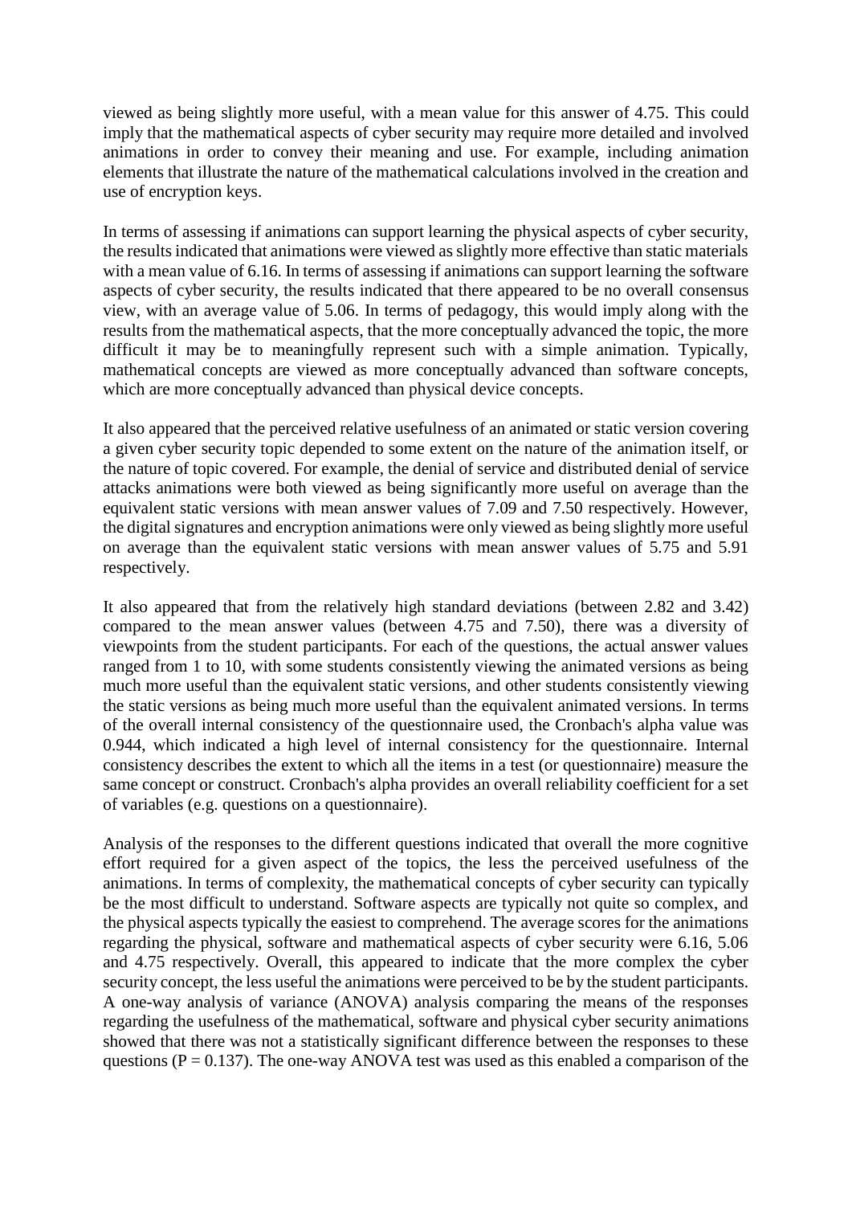viewed as being slightly more useful, with a mean value for this answer of 4.75. This could imply that the mathematical aspects of cyber security may require more detailed and involved animations in order to convey their meaning and use. For example, including animation elements that illustrate the nature of the mathematical calculations involved in the creation and use of encryption keys.

In terms of assessing if animations can support learning the physical aspects of cyber security, the results indicated that animations were viewed as slightly more effective than static materials with a mean value of 6.16. In terms of assessing if animations can support learning the software aspects of cyber security, the results indicated that there appeared to be no overall consensus view, with an average value of 5.06. In terms of pedagogy, this would imply along with the results from the mathematical aspects, that the more conceptually advanced the topic, the more difficult it may be to meaningfully represent such with a simple animation. Typically, mathematical concepts are viewed as more conceptually advanced than software concepts, which are more conceptually advanced than physical device concepts.

It also appeared that the perceived relative usefulness of an animated or static version covering a given cyber security topic depended to some extent on the nature of the animation itself, or the nature of topic covered. For example, the denial of service and distributed denial of service attacks animations were both viewed as being significantly more useful on average than the equivalent static versions with mean answer values of 7.09 and 7.50 respectively. However, the digital signatures and encryption animations were only viewed as being slightly more useful on average than the equivalent static versions with mean answer values of 5.75 and 5.91 respectively.

It also appeared that from the relatively high standard deviations (between 2.82 and 3.42) compared to the mean answer values (between 4.75 and 7.50), there was a diversity of viewpoints from the student participants. For each of the questions, the actual answer values ranged from 1 to 10, with some students consistently viewing the animated versions as being much more useful than the equivalent static versions, and other students consistently viewing the static versions as being much more useful than the equivalent animated versions. In terms of the overall internal consistency of the questionnaire used, the Cronbach's alpha value was 0.944, which indicated a high level of internal consistency for the questionnaire. Internal consistency describes the extent to which all the items in a test (or questionnaire) measure the same concept or construct. Cronbach's alpha provides an overall reliability coefficient for a set of variables (e.g. questions on a questionnaire).

Analysis of the responses to the different questions indicated that overall the more cognitive effort required for a given aspect of the topics, the less the perceived usefulness of the animations. In terms of complexity, the mathematical concepts of cyber security can typically be the most difficult to understand. Software aspects are typically not quite so complex, and the physical aspects typically the easiest to comprehend. The average scores for the animations regarding the physical, software and mathematical aspects of cyber security were 6.16, 5.06 and 4.75 respectively. Overall, this appeared to indicate that the more complex the cyber security concept, the less useful the animations were perceived to be by the student participants. A one-way analysis of variance (ANOVA) analysis comparing the means of the responses regarding the usefulness of the mathematical, software and physical cyber security animations showed that there was not a statistically significant difference between the responses to these questions ($P = 0.137$). The one-way ANOVA test was used as this enabled a comparison of the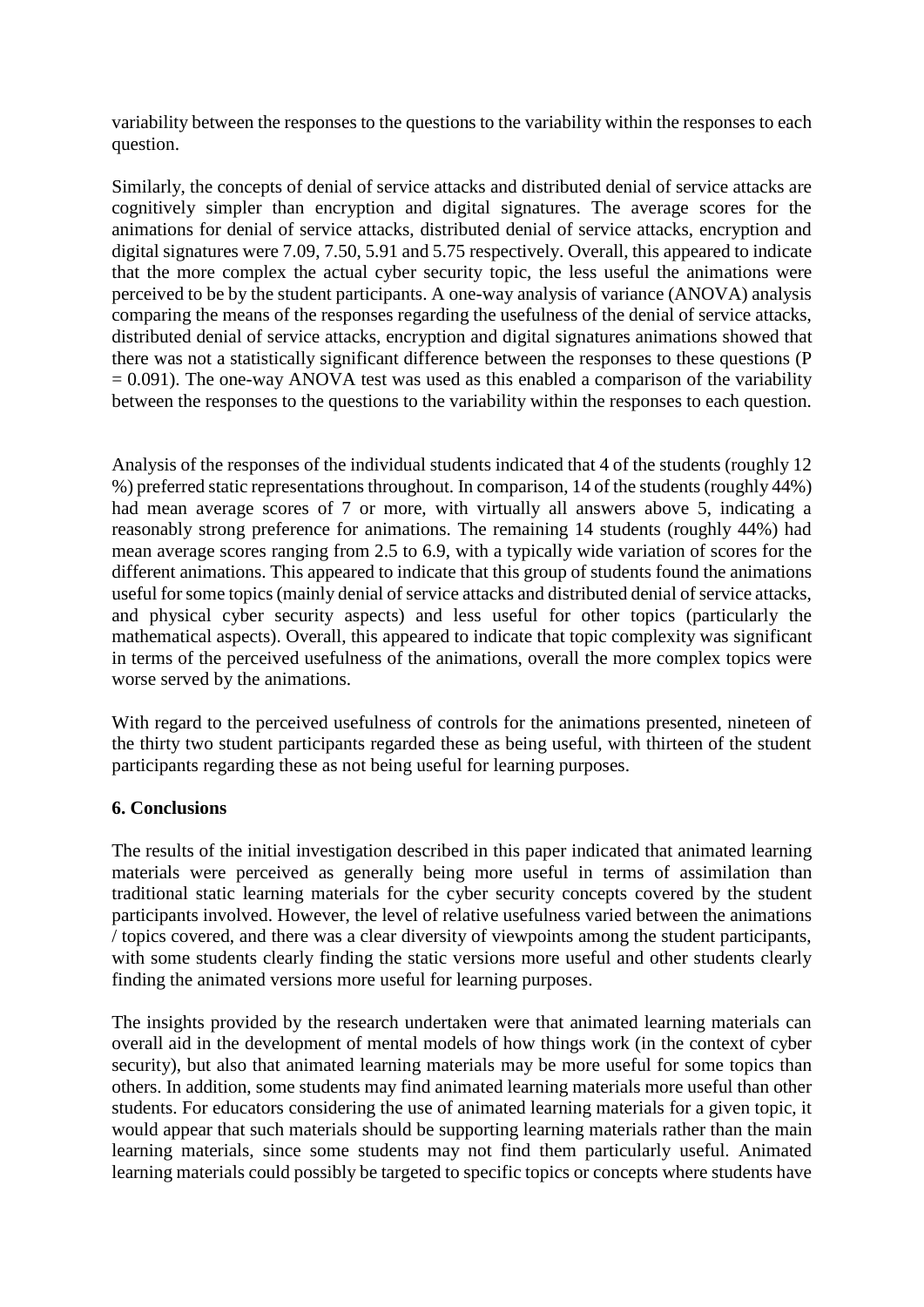variability between the responses to the questions to the variability within the responses to each question.

Similarly, the concepts of denial of service attacks and distributed denial of service attacks are cognitively simpler than encryption and digital signatures. The average scores for the animations for denial of service attacks, distributed denial of service attacks, encryption and digital signatures were 7.09, 7.50, 5.91 and 5.75 respectively. Overall, this appeared to indicate that the more complex the actual cyber security topic, the less useful the animations were perceived to be by the student participants. A one-way analysis of variance (ANOVA) analysis comparing the means of the responses regarding the usefulness of the denial of service attacks, distributed denial of service attacks, encryption and digital signatures animations showed that there was not a statistically significant difference between the responses to these questions ($P = 0.091$). The one-way ANOVA test was used as this enabled a comparison of the variability between the responses to the questions to the variability within the responses to each question.

Analysis of the responses of the individual students indicated that 4 of the students (roughly 12 %) preferred static representations throughout. In comparison, 14 of the students (roughly 44%) had mean average scores of 7 or more, with virtually all answers above 5, indicating a reasonably strong preference for animations. The remaining 14 students (roughly 44%) had mean average scores ranging from 2.5 to 6.9, with a typically wide variation of scores for the different animations. This appeared to indicate that this group of students found the animations useful for some topics (mainly denial of service attacks and distributed denial of service attacks, and physical cyber security aspects) and less useful for other topics (particularly the mathematical aspects). Overall, this appeared to indicate that topic complexity was significant in terms of the perceived usefulness of the animations, overall the more complex topics were worse served by the animations.

With regard to the perceived usefulness of controls for the animations presented, nineteen of the thirty two student participants regarded these as being useful, with thirteen of the student participants regarding these as not being useful for learning purposes.

## 6. Conclusions

The results of the initial investigation described in this paper indicated that animated learning materials were perceived as generally being more useful in terms of assimilation than traditional static learning materials for the cyber security concepts covered by the student participants involved. However, the level of relative usefulness varied between the animations / topics covered, and there was a clear diversity of viewpoints among the student participants, with some students clearly finding the static versions more useful and other students clearly finding the animated versions more useful for learning purposes.

The insights provided by the research undertaken were that animated learning materials can overall aid in the development of mental models of how things work (in the context of cyber security), but also that animated learning materials may be more useful for some topics than others. In addition, some students may find animated learning materials more useful than other students. For educators considering the use of animated learning materials for a given topic, it would appear that such materials should be supporting learning materials rather than the main learning materials, since some students may not find them particularly useful. Animated learning materials could possibly be targeted to specific topics or concepts where students have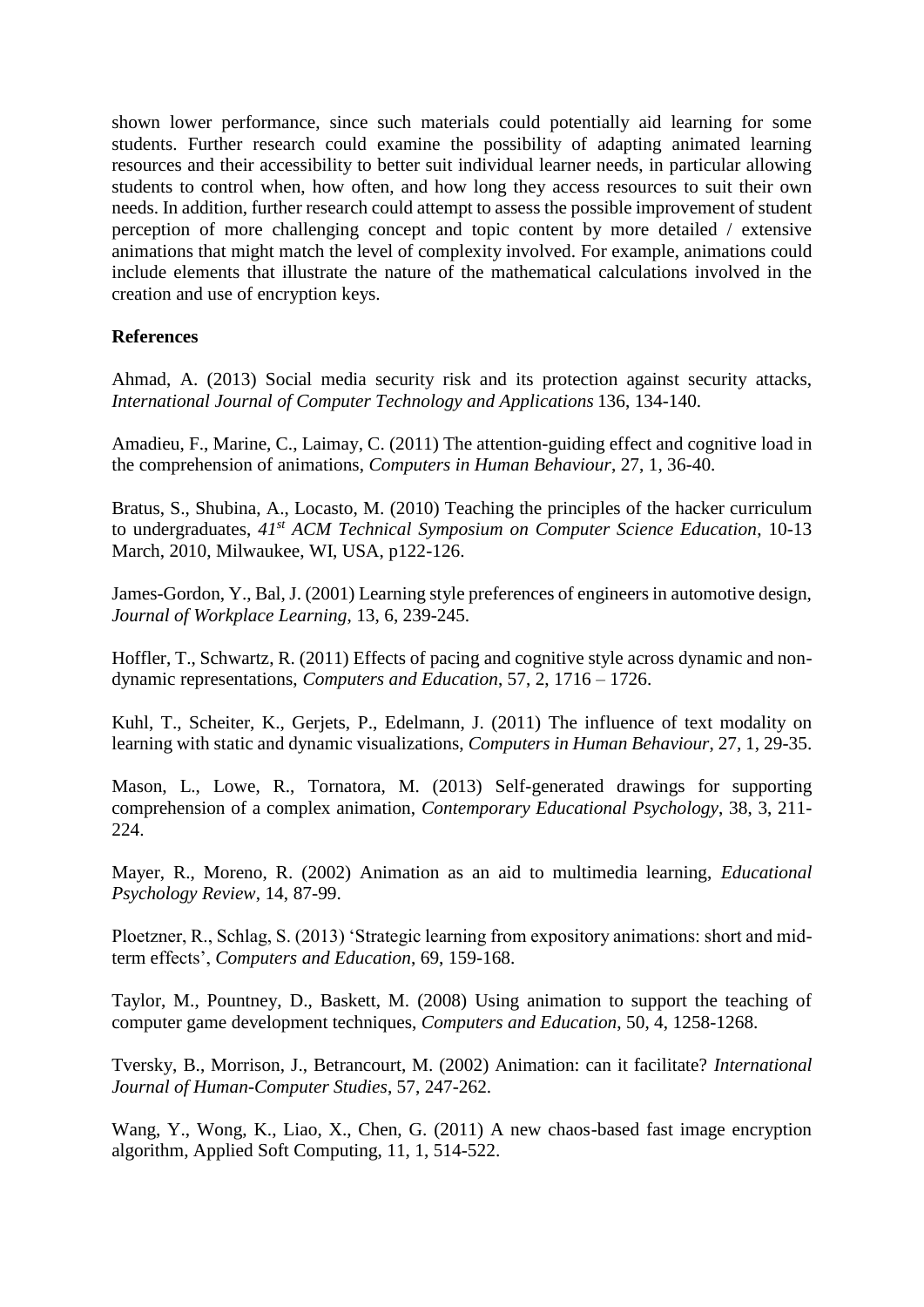shown lower performance, since such materials could potentially aid learning for some students. Further research could examine the possibility of adapting animated learning resources and their accessibility to better suit individual learner needs, in particular allowing students to control when, how often, and how long they access resources to suit their own needs. In addition, further research could attempt to assess the possible improvement of student perception of more challenging concept and topic content by more detailed / extensive animations that might match the level of complexity involved. For example, animations could include elements that illustrate the nature of the mathematical calculations involved in the creation and use of encryption keys.

**References**

Ahmad, A. (2013) Social media security risk and its protection against security attacks, *International Journal of Computer Technology and Applications* 136, 134-140.

Amadieu, F., Marine, C., Laimay, C. (2011) The attention-guiding effect and cognitive load in the comprehension of animations, *Computers in Human Behaviour*, 27, 1, 36-40.

Bratus, S., Shubina, A., Locasto, M. (2010) Teaching the principles of the hacker curriculum to undergraduates, *41st ACM Technical Symposium on Computer Science Education*, 10-13 March, 2010, Milwaukee, WI, USA, p122-126.

James-Gordon, Y., Bal, J. (2001) Learning style preferences of engineers in automotive design, *Journal of Workplace Learning*, 13, 6, 239-245.

Hoffler, T., Schwartz, R. (2011) Effects of pacing and cognitive style across dynamic and non-dynamic representations, *Computers and Education*, 57, 2, 1716 – 1726.

Kuhl, T., Scheiter, K., Gerjets, P., Edelmann, J. (2011) The influence of text modality on learning with static and dynamic visualizations, *Computers in Human Behaviour*, 27, 1, 29-35.

Mason, L., Lowe, R., Tornatora, M. (2013) Self-generated drawings for supporting comprehension of a complex animation, *Contemporary Educational Psychology*, 38, 3, 211-224.

Mayer, R., Moreno, R. (2002) Animation as an aid to multimedia learning, *Educational Psychology Review*, 14, 87-99.

Ploetzner, R., Schlag, S. (2013) 'Strategic learning from expository animations: short and mid-term effects', *Computers and Education*, 69, 159-168.

Taylor, M., Pountney, D., Baskett, M. (2008) Using animation to support the teaching of computer game development techniques, *Computers and Education*, 50, 4, 1258-1268.

Tversky, B., Morrison, J., Betrancourt, M. (2002) Animation: can it facilitate? *International Journal of Human-Computer Studies*, 57, 247-262.

Wang, Y., Wong, K., Liao, X., Chen, G. (2011) A new chaos-based fast image encryption algorithm, Applied Soft Computing, 11, 1, 514-522.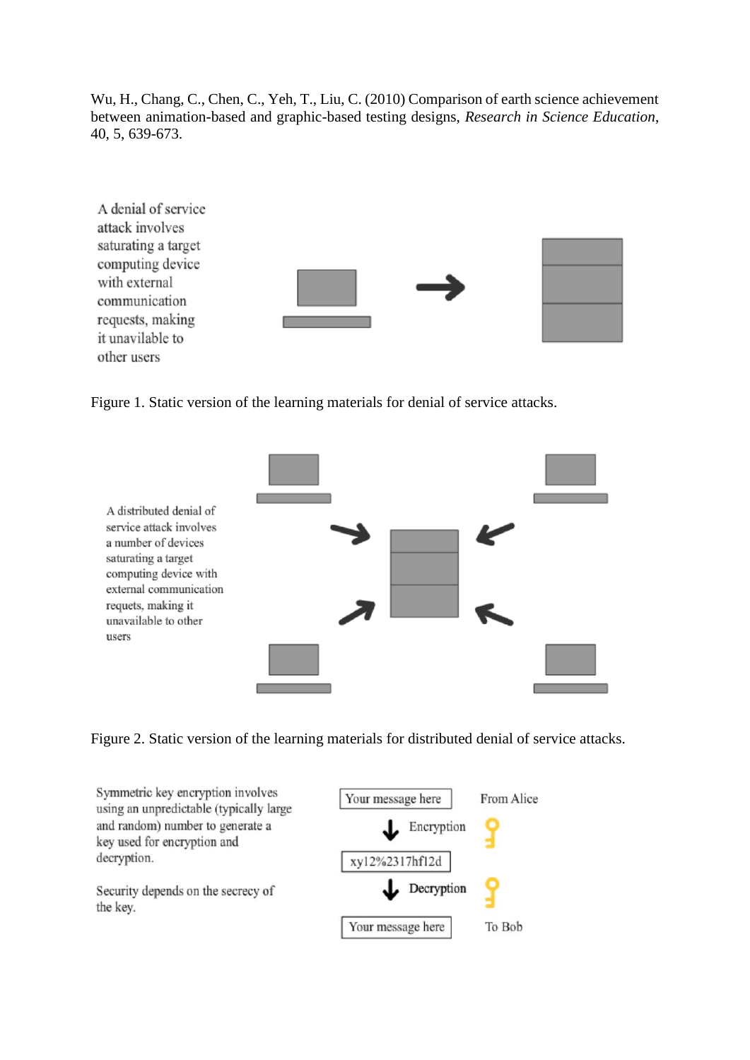Wu, H., Chang, C., Chen, C., Yeh, T., Liu, C. (2010) Comparison of earth science achievement between animation-based and graphic-based testing designs, *Research in Science Education*, 40, 5, 639-673.

A denial of service attack involves saturating a target computing device with external communication requests, making it unavilable to other users

Figure 1. Static version of the learning materials for denial of service attacks.

A distributed denial of service attack involves a number of devices saturating a target computing device with external communication requets, making it unavailable to other users

Figure 2. Static version of the learning materials for distributed denial of service attacks.

Symmetric key encryption involves using an unpredictable (typically large and random) number to generate a key used for encryption and decryption.

Security depends on the secrecy of the key.

Your message here — From Alice

Encryption

xy12%2317hf12d

Decryption

Your message here — To Bob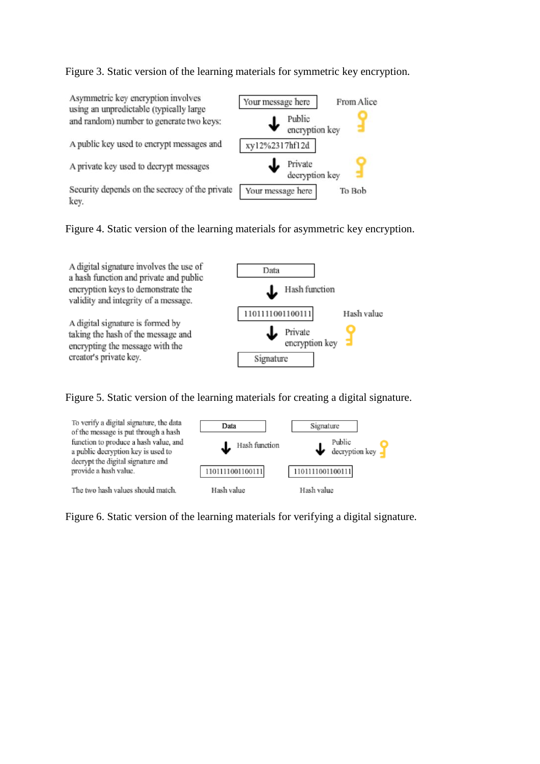Figure 3. Static version of the learning materials for symmetric key encryption.

Asymmetric key encryption involves using an unpredictable (typically large and random) number to generate two keys:

A public key used to encrypt messages and

A private key used to decrypt messages

Security depends on the secrecy of the private key.

Your message here

From Alice

Public encryption key

xy12%2317hf12d

Private decryption key

Your message here

To Bob

Figure 4. Static version of the learning materials for asymmetric key encryption.

A digital signature involves the use of a hash function and private and public encryption keys to demonstrate the validity and integrity of a message.

A digital signature is formed by taking the hash of the message and encrypting the message with the creator's private key.

Data

Hash function

1101111001100111

Hash value

Private encryption key

Signature

Figure 5. Static version of the learning materials for creating a digital signature.

To verify a digital signature, the data of the message is put through a hash function to produce a hash value, and a public decryption key is used to decrypt the digital signature and provide a hash value.

The two hash values should match.

Data

Hash function

1101111001100111

Hash value

Signature

Public decryption key

1101111001100111

Hash value

Figure 6. Static version of the learning materials for verifying a digital signature.